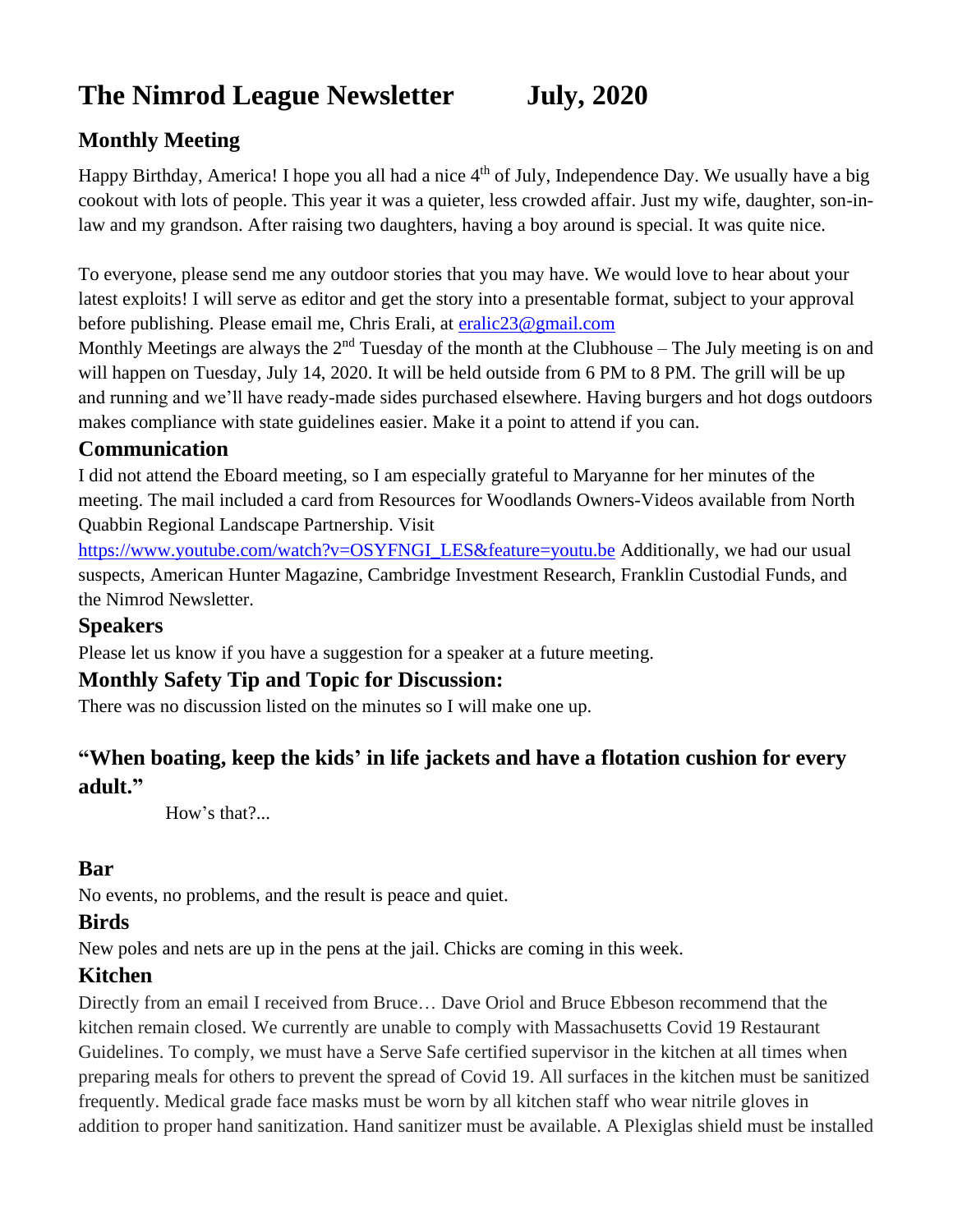# The Nimrod League Newsletter July, 2020

## Monthly Meeting

Happy Birthday, America! I hope you all had a nice 4th of July, Independence Day. We usually have a big cookout with lots of people. This year it was a quieter, less crowded affair. Just my wife, daughter, son-in-law and my grandson. After raising two daughters, having a boy around is special. It was quite nice.

To everyone, please send me any outdoor stories that you may have. We would love to hear about your latest exploits! I will serve as editor and get the story into a presentable format, subject to your approval before publishing. Please email me, Chris Erali, at eralic23@gmail.com

Monthly Meetings are always the 2nd Tuesday of the month at the Clubhouse – The July meeting is on and will happen on Tuesday, July 14, 2020. It will be held outside from 6 PM to 8 PM. The grill will be up and running and we'll have ready-made sides purchased elsewhere. Having burgers and hot dogs outdoors makes compliance with state guidelines easier. Make it a point to attend if you can.

## Communication

I did not attend the Eboard meeting, so I am especially grateful to Maryanne for her minutes of the meeting. The mail included a card from Resources for Woodlands Owners-Videos available from North Quabbin Regional Landscape Partnership. Visit https://www.youtube.com/watch?v=OSYFNGI_LES&feature=youtu.be Additionally, we had our usual suspects, American Hunter Magazine, Cambridge Investment Research, Franklin Custodial Funds, and the Nimrod Newsletter.

## Speakers

Please let us know if you have a suggestion for a speaker at a future meeting.

## Monthly Safety Tip and Topic for Discussion:

There was no discussion listed on the minutes so I will make one up.

### "When boating, keep the kids' in life jackets and have a flotation cushion for every adult."

How's that?...

## Bar

No events, no problems, and the result is peace and quiet.

## Birds

New poles and nets are up in the pens at the jail. Chicks are coming in this week.

## Kitchen

Directly from an email I received from Bruce… Dave Oriol and Bruce Ebbeson recommend that the kitchen remain closed. We currently are unable to comply with Massachusetts Covid 19 Restaurant Guidelines. To comply, we must have a Serve Safe certified supervisor in the kitchen at all times when preparing meals for others to prevent the spread of Covid 19. All surfaces in the kitchen must be sanitized frequently. Medical grade face masks must be worn by all kitchen staff who wear nitrile gloves in addition to proper hand sanitization. Hand sanitizer must be available. A Plexiglas shield must be installed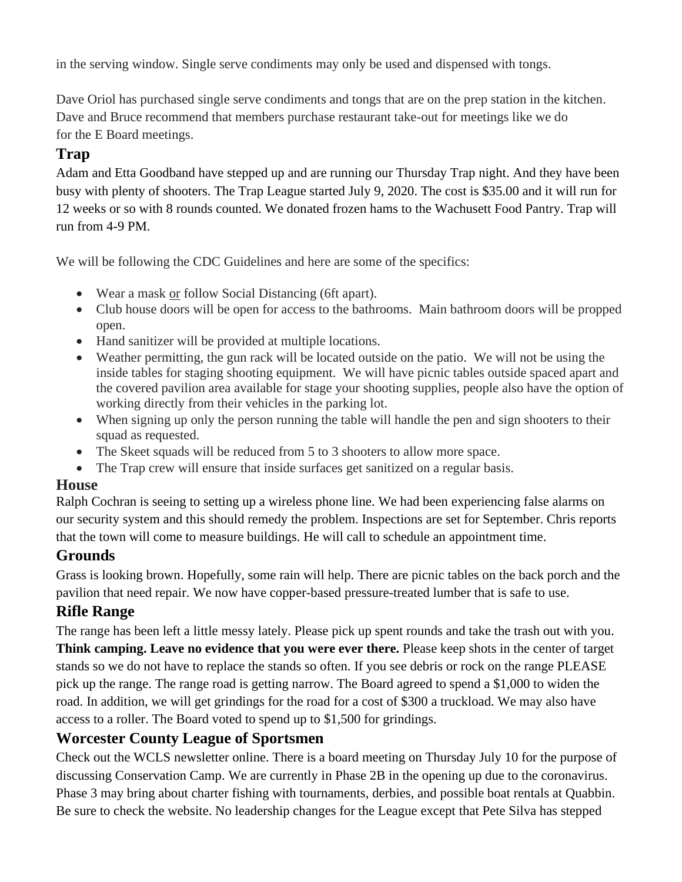in the serving window. Single serve condiments may only be used and dispensed with tongs.

Dave Oriol has purchased single serve condiments and tongs that are on the prep station in the kitchen. Dave and Bruce recommend that members purchase restaurant take-out for meetings like we do for the E Board meetings.

## Trap

Adam and Etta Goodband have stepped up and are running our Thursday Trap night. And they have been busy with plenty of shooters. The Trap League started July 9, 2020. The cost is $35.00 and it will run for 12 weeks or so with 8 rounds counted. We donated frozen hams to the Wachusett Food Pantry. Trap will run from 4-9 PM.

We will be following the CDC Guidelines and here are some of the specifics:

- Wear a mask <u>or</u> follow Social Distancing (6ft apart).
- Club house doors will be open for access to the bathrooms. Main bathroom doors will be propped open.
- Hand sanitizer will be provided at multiple locations.
- Weather permitting, the gun rack will be located outside on the patio. We will not be using the inside tables for staging shooting equipment. We will have picnic tables outside spaced apart and the covered pavilion area available for stage your shooting supplies, people also have the option of working directly from their vehicles in the parking lot.
- When signing up only the person running the table will handle the pen and sign shooters to their squad as requested.
- The Skeet squads will be reduced from 5 to 3 shooters to allow more space.
- The Trap crew will ensure that inside surfaces get sanitized on a regular basis.

## House

Ralph Cochran is seeing to setting up a wireless phone line. We had been experiencing false alarms on our security system and this should remedy the problem. Inspections are set for September. Chris reports that the town will come to measure buildings. He will call to schedule an appointment time.

## Grounds

Grass is looking brown. Hopefully, some rain will help. There are picnic tables on the back porch and the pavilion that need repair. We now have copper-based pressure-treated lumber that is safe to use.

## Rifle Range

The range has been left a little messy lately. Please pick up spent rounds and take the trash out with you. **Think camping. Leave no evidence that you were ever there.** Please keep shots in the center of target stands so we do not have to replace the stands so often. If you see debris or rock on the range PLEASE pick up the range. The range road is getting narrow. The Board agreed to spend a $1,000 to widen the road. In addition, we will get grindings for the road for a cost of $300 a truckload. We may also have access to a roller. The Board voted to spend up to $1,500 for grindings.

## Worcester County League of Sportsmen

Check out the WCLS newsletter online. There is a board meeting on Thursday July 10 for the purpose of discussing Conservation Camp. We are currently in Phase 2B in the opening up due to the coronavirus. Phase 3 may bring about charter fishing with tournaments, derbies, and possible boat rentals at Quabbin. Be sure to check the website. No leadership changes for the League except that Pete Silva has stepped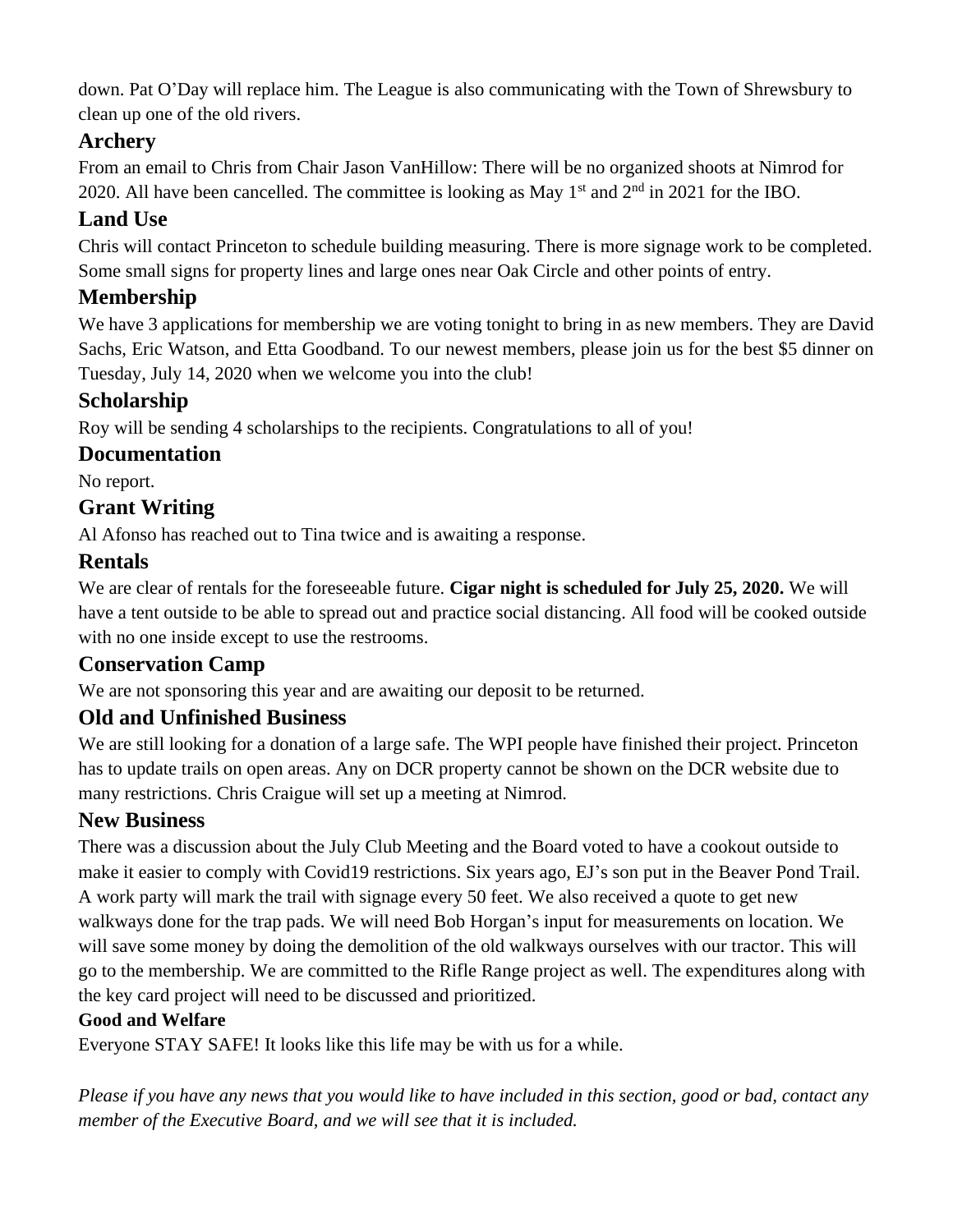down. Pat O'Day will replace him. The League is also communicating with the Town of Shrewsbury to clean up one of the old rivers.

## Archery

From an email to Chris from Chair Jason VanHillow: There will be no organized shoots at Nimrod for 2020. All have been cancelled. The committee is looking as May 1st and 2nd in 2021 for the IBO.

## Land Use

Chris will contact Princeton to schedule building measuring. There is more signage work to be completed. Some small signs for property lines and large ones near Oak Circle and other points of entry.

## Membership

We have 3 applications for membership we are voting tonight to bring in as new members. They are David Sachs, Eric Watson, and Etta Goodband. To our newest members, please join us for the best $5 dinner on Tuesday, July 14, 2020 when we welcome you into the club!

## Scholarship

Roy will be sending 4 scholarships to the recipients. Congratulations to all of you!

## Documentation

No report.

## Grant Writing

Al Afonso has reached out to Tina twice and is awaiting a response.

## Rentals

We are clear of rentals for the foreseeable future. **Cigar night is scheduled for July 25, 2020.** We will have a tent outside to be able to spread out and practice social distancing. All food will be cooked outside with no one inside except to use the restrooms.

## Conservation Camp

We are not sponsoring this year and are awaiting our deposit to be returned.

## Old and Unfinished Business

We are still looking for a donation of a large safe. The WPI people have finished their project. Princeton has to update trails on open areas. Any on DCR property cannot be shown on the DCR website due to many restrictions. Chris Craigue will set up a meeting at Nimrod.

## New Business

There was a discussion about the July Club Meeting and the Board voted to have a cookout outside to make it easier to comply with Covid19 restrictions. Six years ago, EJ's son put in the Beaver Pond Trail. A work party will mark the trail with signage every 50 feet. We also received a quote to get new walkways done for the trap pads. We will need Bob Horgan's input for measurements on location. We will save some money by doing the demolition of the old walkways ourselves with our tractor. This will go to the membership. We are committed to the Rifle Range project as well. The expenditures along with the key card project will need to be discussed and prioritized.

### Good and Welfare

Everyone STAY SAFE! It looks like this life may be with us for a while.

*Please if you have any news that you would like to have included in this section, good or bad, contact any member of the Executive Board, and we will see that it is included.*